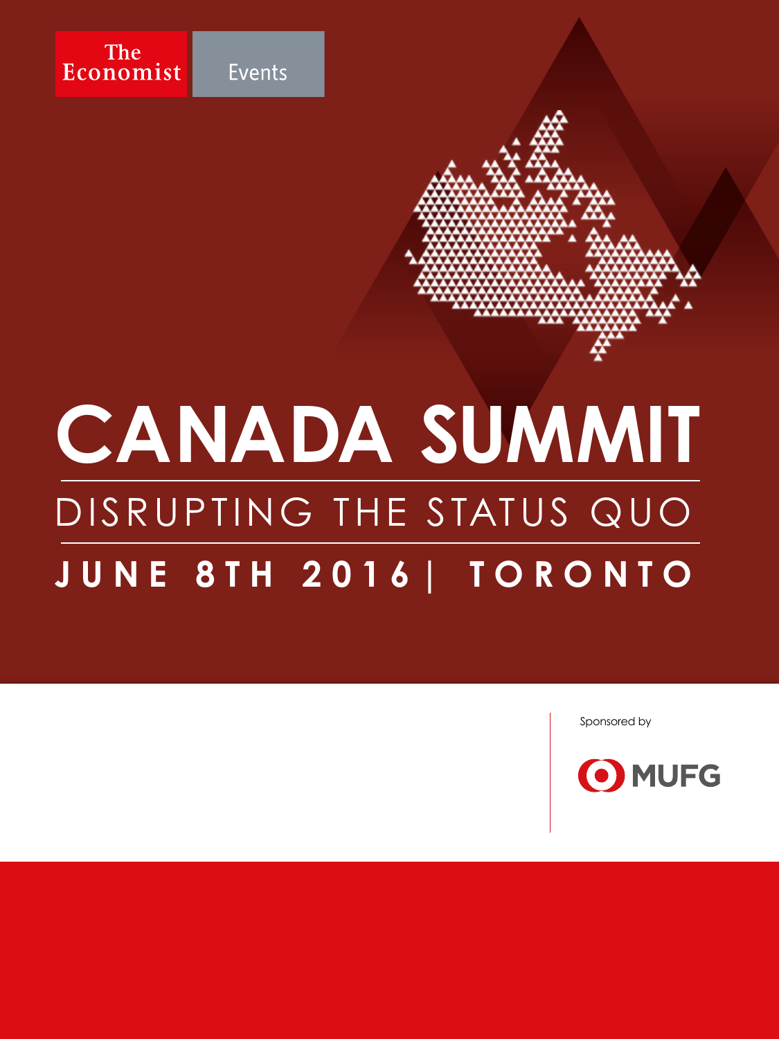The Economist Events

# CANADA SUMMIT

## DISRUPTING THE STATUS QUO

**JUNE 8TH 2016 | TORONTO**

Sponsored by

MUFG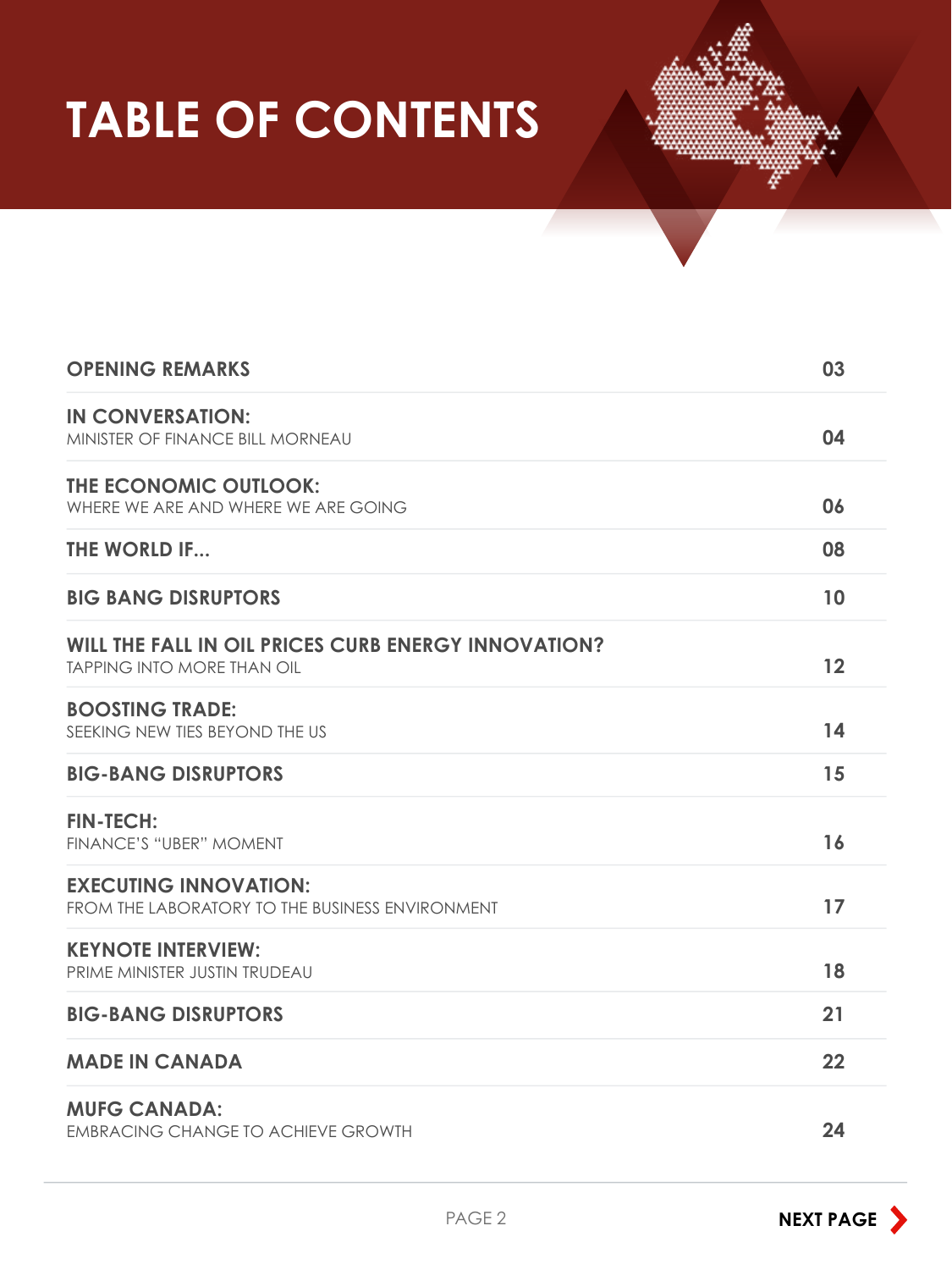# TABLE OF CONTENTS

| | |
|---|---|
| **OPENING REMARKS** | 03 |
| **IN CONVERSATION:** MINISTER OF FINANCE BILL MORNEAU | 04 |
| **THE ECONOMIC OUTLOOK:** WHERE WE ARE AND WHERE WE ARE GOING | 06 |
| **THE WORLD IF...** | 08 |
| **BIG BANG DISRUPTORS** | 10 |
| **WILL THE FALL IN OIL PRICES CURB ENERGY INNOVATION?** TAPPING INTO MORE THAN OIL | 12 |
| **BOOSTING TRADE:** SEEKING NEW TIES BEYOND THE US | 14 |
| **BIG-BANG DISRUPTORS** | 15 |
| **FIN-TECH:** FINANCE'S "UBER" MOMENT | 16 |
| **EXECUTING INNOVATION:** FROM THE LABORATORY TO THE BUSINESS ENVIRONMENT | 17 |
| **KEYNOTE INTERVIEW:** PRIME MINISTER JUSTIN TRUDEAU | 18 |
| **BIG-BANG DISRUPTORS** | 21 |
| **MADE IN CANADA** | 22 |
| **MUFG CANADA:** EMBRACING CHANGE TO ACHIEVE GROWTH | 24 |

NEXT PAGE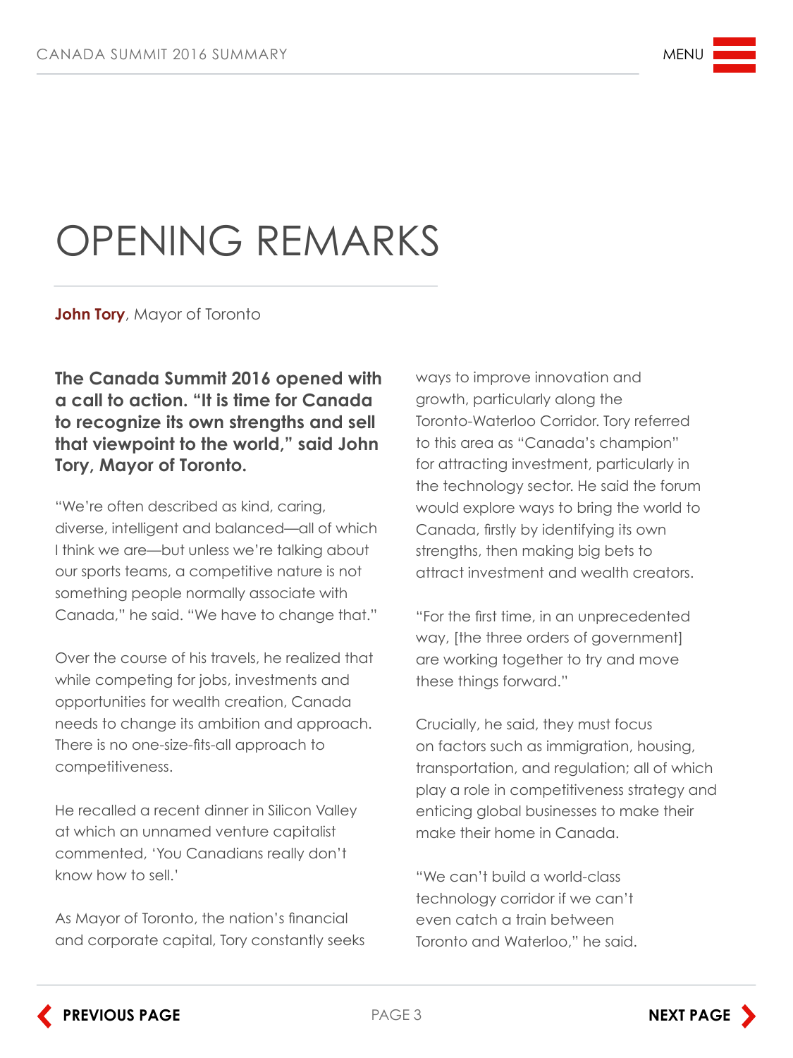# OPENING REMARKS

**John Tory**, Mayor of Toronto

**The Canada Summit 2016 opened with a call to action. "It is time for Canada to recognize its own strengths and sell that viewpoint to the world," said John Tory, Mayor of Toronto.**

"We're often described as kind, caring, diverse, intelligent and balanced—all of which I think we are—but unless we're talking about our sports teams, a competitive nature is not something people normally associate with Canada," he said. "We have to change that."

Over the course of his travels, he realized that while competing for jobs, investments and opportunities for wealth creation, Canada needs to change its ambition and approach. There is no one-size-fits-all approach to competitiveness.

He recalled a recent dinner in Silicon Valley at which an unnamed venture capitalist commented, 'You Canadians really don't know how to sell.'

As Mayor of Toronto, the nation's financial and corporate capital, Tory constantly seeks ways to improve innovation and growth, particularly along the Toronto-Waterloo Corridor. Tory referred to this area as "Canada's champion" for attracting investment, particularly in the technology sector. He said the forum would explore ways to bring the world to Canada, firstly by identifying its own strengths, then making big bets to attract investment and wealth creators.

"For the first time, in an unprecedented way, [the three orders of government] are working together to try and move these things forward."

Crucially, he said, they must focus on factors such as immigration, housing, transportation, and regulation; all of which play a role in competitiveness strategy and enticing global businesses to make their make their home in Canada.

"We can't build a world-class technology corridor if we can't even catch a train between Toronto and Waterloo," he said.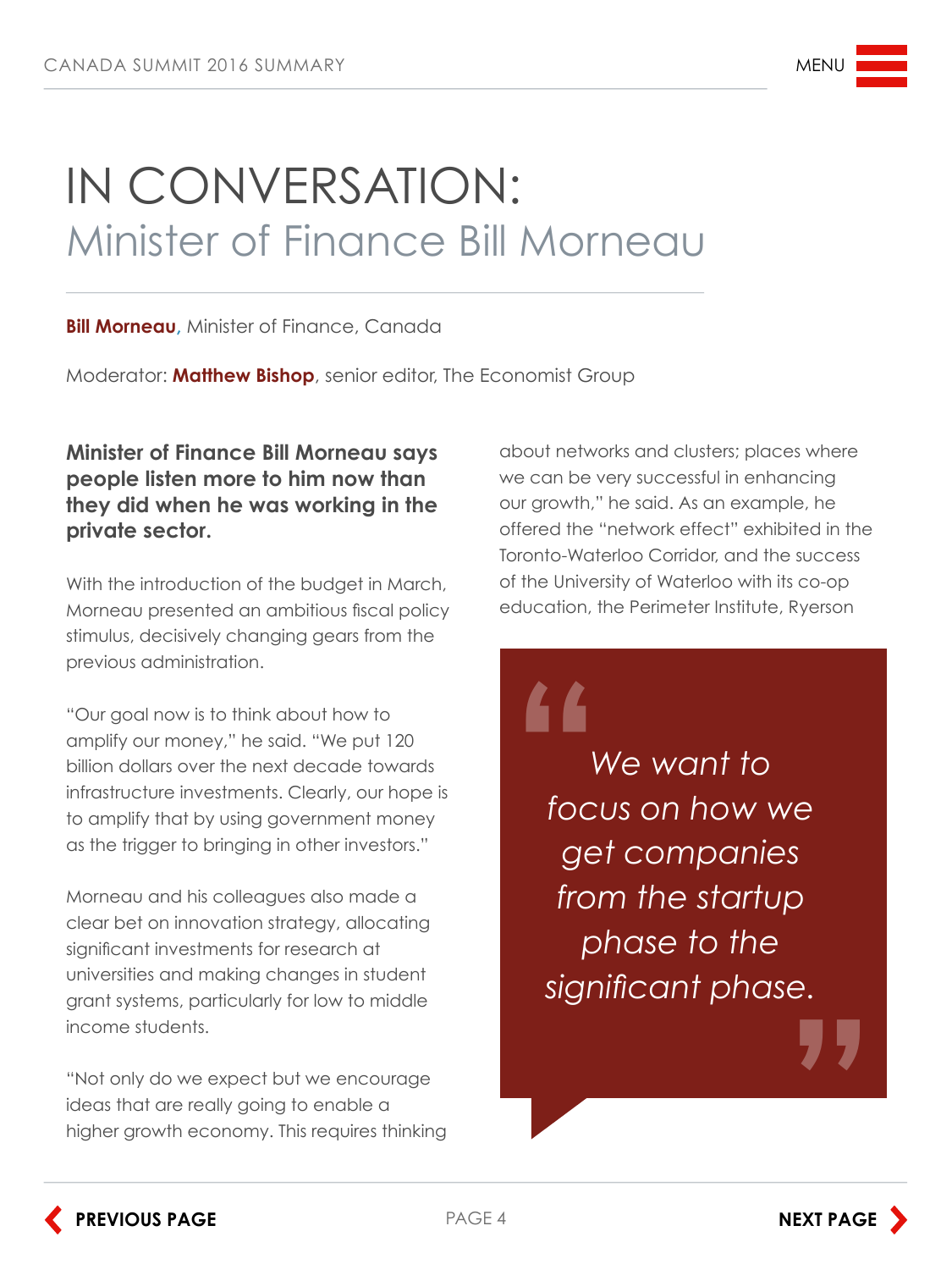# IN CONVERSATION:
## Minister of Finance Bill Morneau

**Bill Morneau**, Minister of Finance, Canada

Moderator: **Matthew Bishop**, senior editor, The Economist Group

**Minister of Finance Bill Morneau says people listen more to him now than they did when he was working in the private sector.**

With the introduction of the budget in March, Morneau presented an ambitious fiscal policy stimulus, decisively changing gears from the previous administration.

"Our goal now is to think about how to amplify our money," he said. "We put 120 billion dollars over the next decade towards infrastructure investments. Clearly, our hope is to amplify that by using government money as the trigger to bringing in other investors."

Morneau and his colleagues also made a clear bet on innovation strategy, allocating significant investments for research at universities and making changes in student grant systems, particularly for low to middle income students.

"Not only do we expect but we encourage ideas that are really going to enable a higher growth economy. This requires thinking about networks and clusters; places where we can be very successful in enhancing our growth," he said. As an example, he offered the "network effect" exhibited in the Toronto-Waterloo Corridor, and the success of the University of Waterloo with its co-op education, the Perimeter Institute, Ryerson

> *We want to focus on how we get companies from the startup phase to the significant phase.*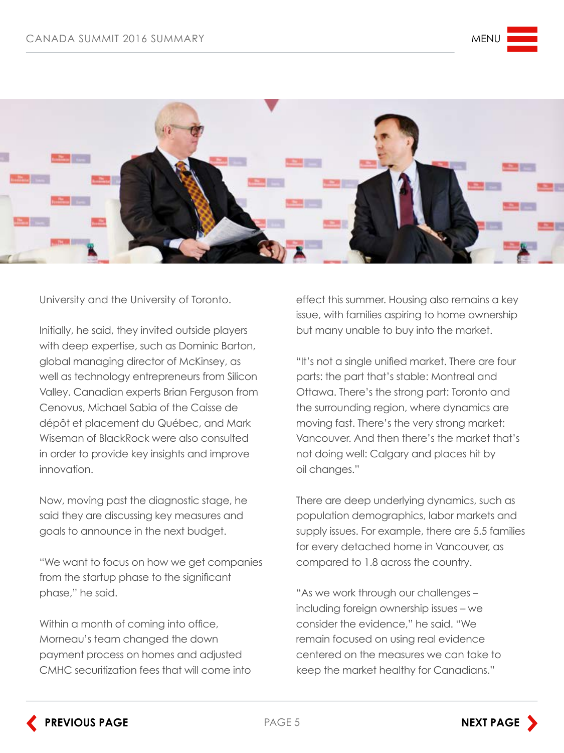University and the University of Toronto.

Initially, he said, they invited outside players with deep expertise, such as Dominic Barton, global managing director of McKinsey, as well as technology entrepreneurs from Silicon Valley. Canadian experts Brian Ferguson from Cenovus, Michael Sabia of the Caisse de dépôt et placement du Québec, and Mark Wiseman of BlackRock were also consulted in order to provide key insights and improve innovation.

Now, moving past the diagnostic stage, he said they are discussing key measures and goals to announce in the next budget.

"We want to focus on how we get companies from the startup phase to the significant phase," he said.

Within a month of coming into office, Morneau's team changed the down payment process on homes and adjusted CMHC securitization fees that will come into effect this summer. Housing also remains a key issue, with families aspiring to home ownership but many unable to buy into the market.

"It's not a single unified market. There are four parts: the part that's stable: Montreal and Ottawa. There's the strong part: Toronto and the surrounding region, where dynamics are moving fast. There's the very strong market: Vancouver. And then there's the market that's not doing well: Calgary and places hit by oil changes."

There are deep underlying dynamics, such as population demographics, labor markets and supply issues. For example, there are 5.5 families for every detached home in Vancouver, as compared to 1.8 across the country.

"As we work through our challenges – including foreign ownership issues – we consider the evidence," he said. "We remain focused on using real evidence centered on the measures we can take to keep the market healthy for Canadians."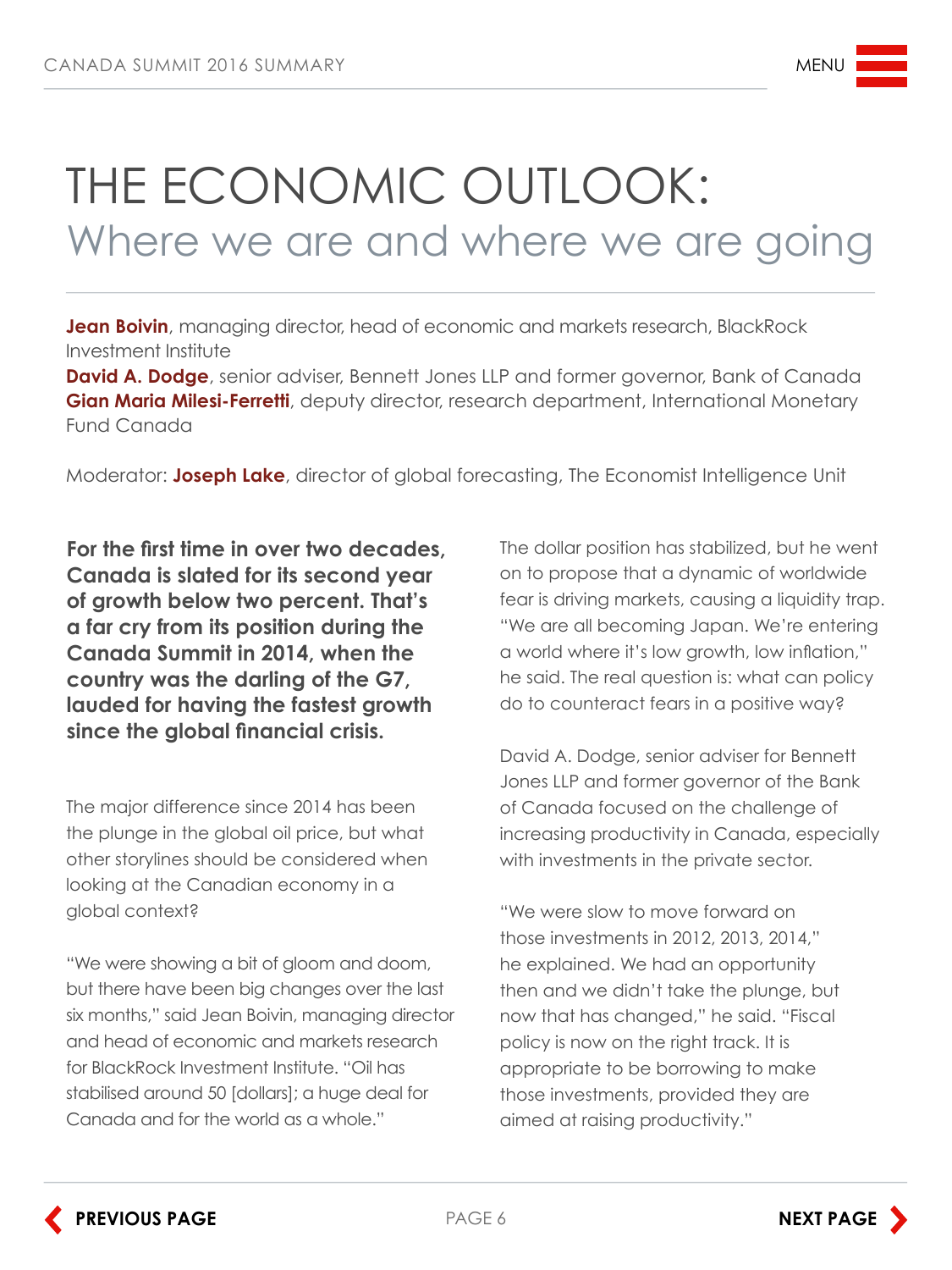# THE ECONOMIC OUTLOOK:
## Where we are and where we are going

**Jean Boivin**, managing director, head of economic and markets research, BlackRock Investment Institute
**David A. Dodge**, senior adviser, Bennett Jones LLP and former governor, Bank of Canada
**Gian Maria Milesi-Ferretti**, deputy director, research department, International Monetary Fund Canada

Moderator: **Joseph Lake**, director of global forecasting, The Economist Intelligence Unit

**For the first time in over two decades, Canada is slated for its second year of growth below two percent. That's a far cry from its position during the Canada Summit in 2014, when the country was the darling of the G7, lauded for having the fastest growth since the global financial crisis.**

The major difference since 2014 has been the plunge in the global oil price, but what other storylines should be considered when looking at the Canadian economy in a global context?

"We were showing a bit of gloom and doom, but there have been big changes over the last six months," said Jean Boivin, managing director and head of economic and markets research for BlackRock Investment Institute. "Oil has stabilised around 50 [dollars]; a huge deal for Canada and for the world as a whole."

The dollar position has stabilized, but he went on to propose that a dynamic of worldwide fear is driving markets, causing a liquidity trap. "We are all becoming Japan. We're entering a world where it's low growth, low inflation," he said. The real question is: what can policy do to counteract fears in a positive way?

David A. Dodge, senior adviser for Bennett Jones LLP and former governor of the Bank of Canada focused on the challenge of increasing productivity in Canada, especially with investments in the private sector.

"We were slow to move forward on those investments in 2012, 2013, 2014," he explained. We had an opportunity then and we didn't take the plunge, but now that has changed," he said. "Fiscal policy is now on the right track. It is appropriate to be borrowing to make those investments, provided they are aimed at raising productivity."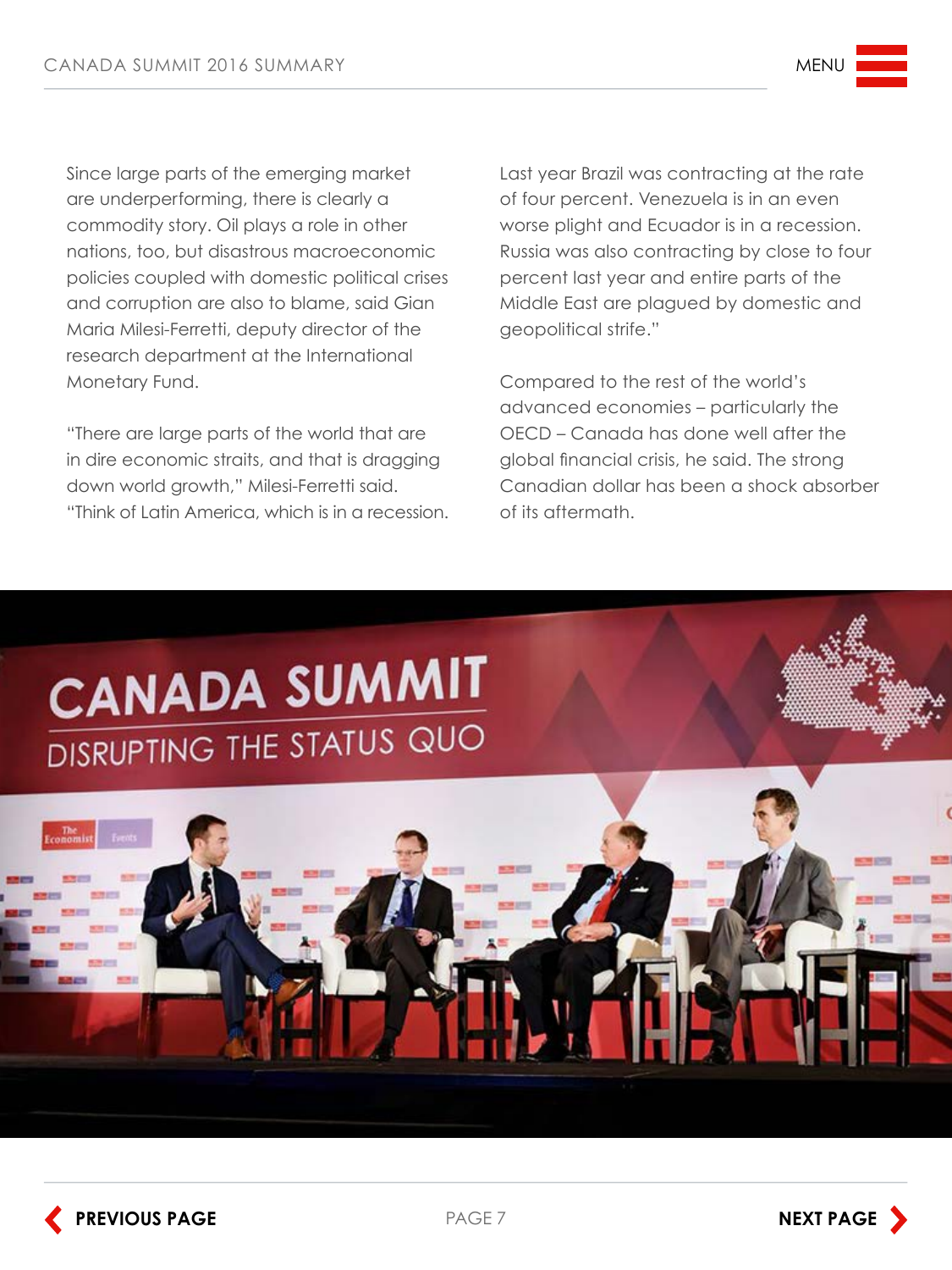Since large parts of the emerging market are underperforming, there is clearly a commodity story. Oil plays a role in other nations, too, but disastrous macroeconomic policies coupled with domestic political crises and corruption are also to blame, said Gian Maria Milesi-Ferretti, deputy director of the research department at the International Monetary Fund.

"There are large parts of the world that are in dire economic straits, and that is dragging down world growth," Milesi-Ferretti said. "Think of Latin America, which is in a recession. Last year Brazil was contracting at the rate of four percent. Venezuela is in an even worse plight and Ecuador is in a recession. Russia was also contracting by close to four percent last year and entire parts of the Middle East are plagued by domestic and geopolitical strife."

Compared to the rest of the world's advanced economies – particularly the OECD – Canada has done well after the global financial crisis, he said. The strong Canadian dollar has been a shock absorber of its aftermath.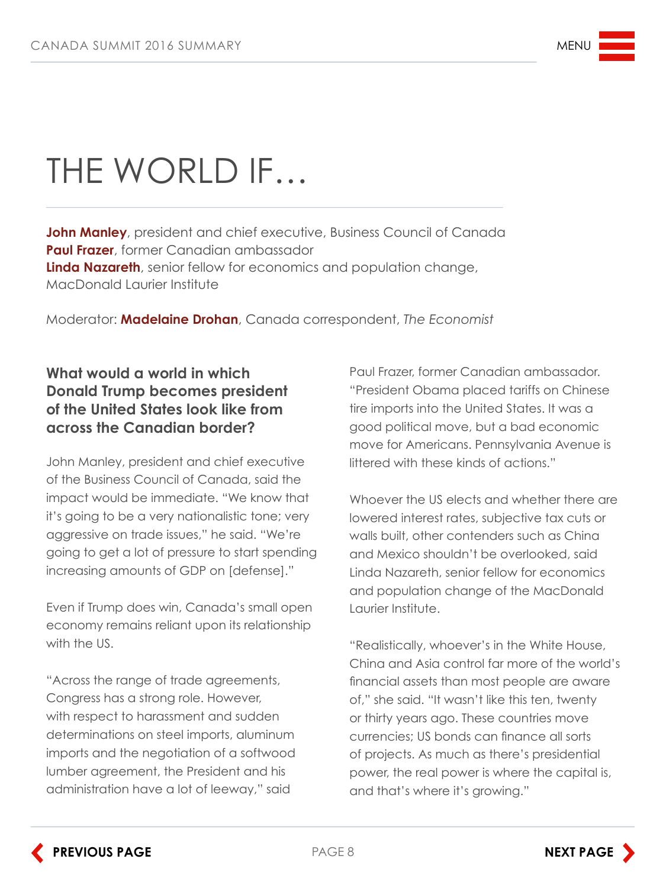# THE WORLD IF…

**John Manley**, president and chief executive, Business Council of Canada
**Paul Frazer**, former Canadian ambassador
**Linda Nazareth**, senior fellow for economics and population change, MacDonald Laurier Institute

Moderator: **Madelaine Drohan**, Canada correspondent, *The Economist*

### What would a world in which Donald Trump becomes president of the United States look like from across the Canadian border?

John Manley, president and chief executive of the Business Council of Canada, said the impact would be immediate. "We know that it's going to be a very nationalistic tone; very aggressive on trade issues," he said. "We're going to get a lot of pressure to start spending increasing amounts of GDP on [defense]."

Even if Trump does win, Canada's small open economy remains reliant upon its relationship with the US.

"Across the range of trade agreements, Congress has a strong role. However, with respect to harassment and sudden determinations on steel imports, aluminum imports and the negotiation of a softwood lumber agreement, the President and his administration have a lot of leeway," said Paul Frazer, former Canadian ambassador. "President Obama placed tariffs on Chinese tire imports into the United States. It was a good political move, but a bad economic move for Americans. Pennsylvania Avenue is littered with these kinds of actions."

Whoever the US elects and whether there are lowered interest rates, subjective tax cuts or walls built, other contenders such as China and Mexico shouldn't be overlooked, said Linda Nazareth, senior fellow for economics and population change of the MacDonald Laurier Institute.

"Realistically, whoever's in the White House, China and Asia control far more of the world's financial assets than most people are aware of," she said. "It wasn't like this ten, twenty or thirty years ago. These countries move currencies; US bonds can finance all sorts of projects. As much as there's presidential power, the real power is where the capital is, and that's where it's growing."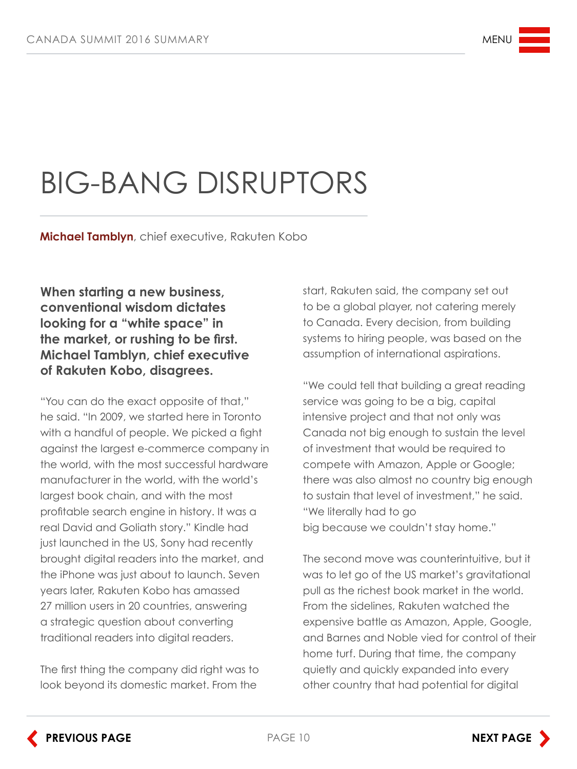# BIG-BANG DISRUPTORS

**Michael Tamblyn**, chief executive, Rakuten Kobo

**When starting a new business, conventional wisdom dictates looking for a "white space" in the market, or rushing to be first. Michael Tamblyn, chief executive of Rakuten Kobo, disagrees.**

"You can do the exact opposite of that," he said. "In 2009, we started here in Toronto with a handful of people. We picked a fight against the largest e-commerce company in the world, with the most successful hardware manufacturer in the world, with the world's largest book chain, and with the most profitable search engine in history. It was a real David and Goliath story." Kindle had just launched in the US, Sony had recently brought digital readers into the market, and the iPhone was just about to launch. Seven years later, Rakuten Kobo has amassed 27 million users in 20 countries, answering a strategic question about converting traditional readers into digital readers.

The first thing the company did right was to look beyond its domestic market. From the start, Rakuten said, the company set out to be a global player, not catering merely to Canada. Every decision, from building systems to hiring people, was based on the assumption of international aspirations.

"We could tell that building a great reading service was going to be a big, capital intensive project and that not only was Canada not big enough to sustain the level of investment that would be required to compete with Amazon, Apple or Google; there was also almost no country big enough to sustain that level of investment," he said. "We literally had to go big because we couldn't stay home."

The second move was counterintuitive, but it was to let go of the US market's gravitational pull as the richest book market in the world. From the sidelines, Rakuten watched the expensive battle as Amazon, Apple, Google, and Barnes and Noble vied for control of their home turf. During that time, the company quietly and quickly expanded into every other country that had potential for digital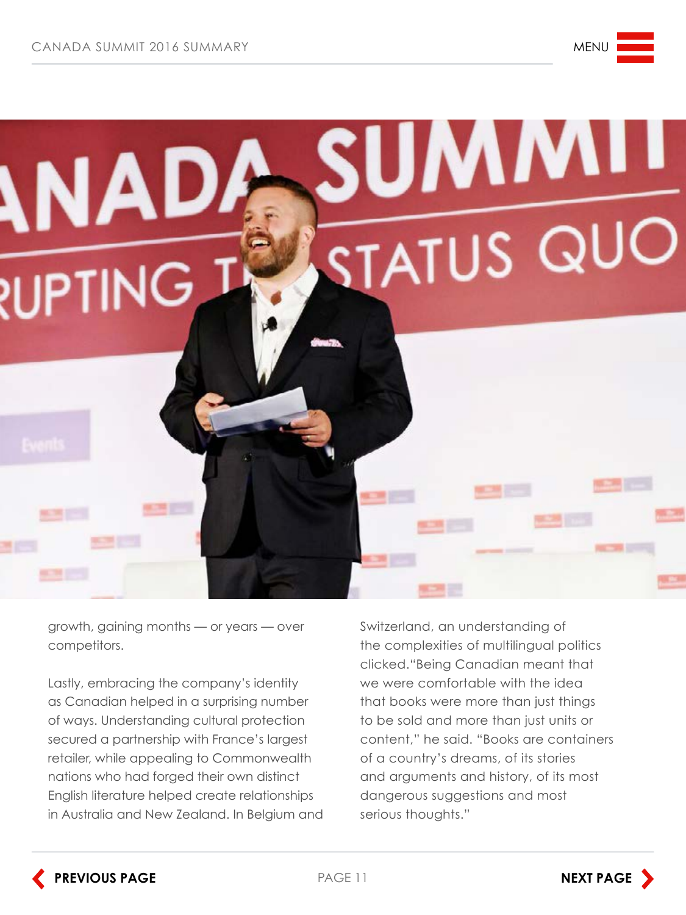growth, gaining months — or years — over competitors.

Lastly, embracing the company's identity as Canadian helped in a surprising number of ways. Understanding cultural protection secured a partnership with France's largest retailer, while appealing to Commonwealth nations who had forged their own distinct English literature helped create relationships in Australia and New Zealand. In Belgium and Switzerland, an understanding of the complexities of multilingual politics clicked."Being Canadian meant that we were comfortable with the idea that books were more than just things to be sold and more than just units or content," he said. "Books are containers of a country's dreams, of its stories and arguments and history, of its most dangerous suggestions and most serious thoughts."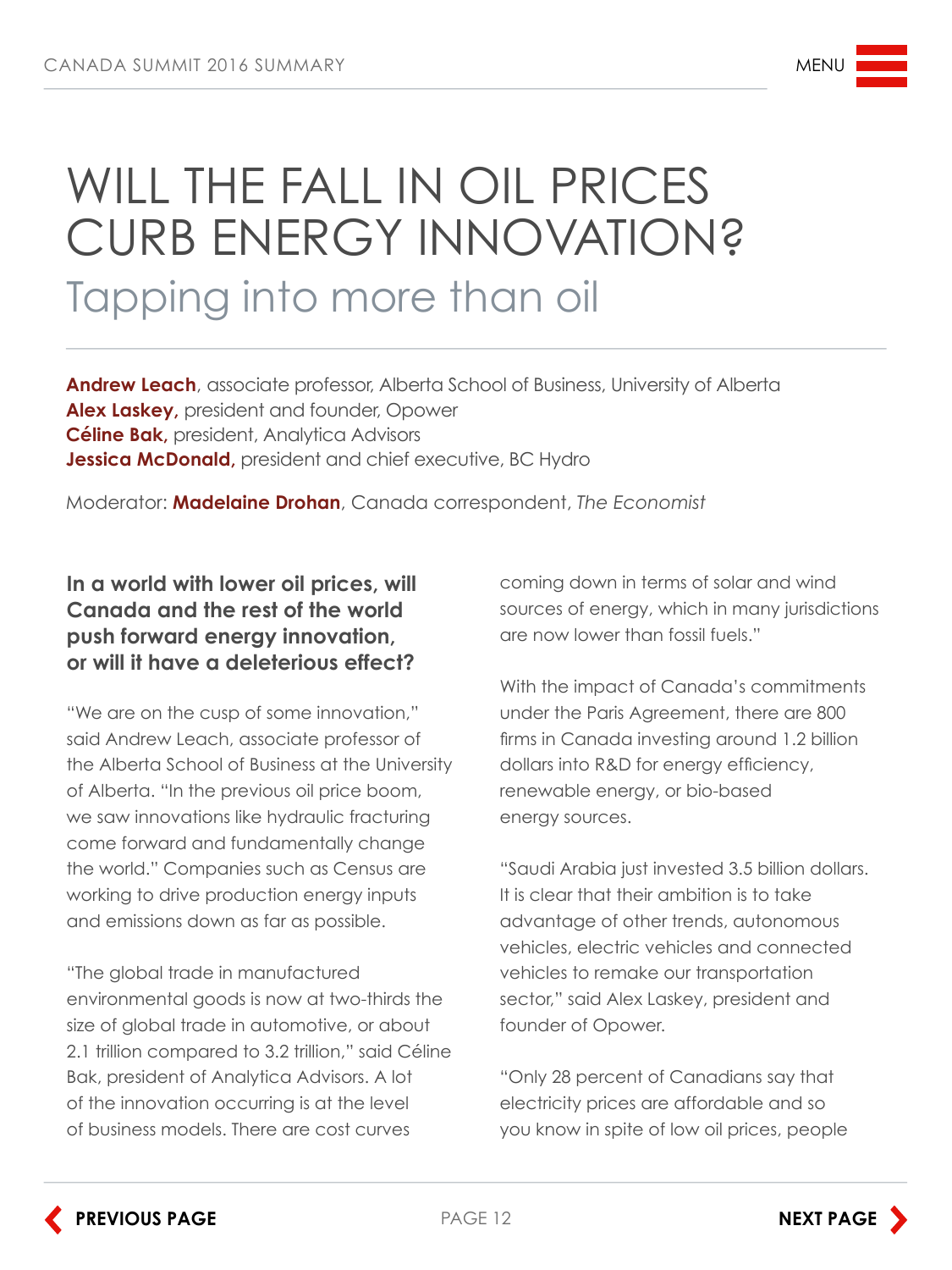# WILL THE FALL IN OIL PRICES CURB ENERGY INNOVATION?

## Tapping into more than oil

**Andrew Leach**, associate professor, Alberta School of Business, University of Alberta
**Alex Laskey,** president and founder, Opower
**Céline Bak,** president, Analytica Advisors
**Jessica McDonald,** president and chief executive, BC Hydro

Moderator: **Madelaine Drohan**, Canada correspondent, *The Economist*

**In a world with lower oil prices, will Canada and the rest of the world push forward energy innovation, or will it have a deleterious effect?**

"We are on the cusp of some innovation," said Andrew Leach, associate professor of the Alberta School of Business at the University of Alberta. "In the previous oil price boom, we saw innovations like hydraulic fracturing come forward and fundamentally change the world." Companies such as Census are working to drive production energy inputs and emissions down as far as possible.

"The global trade in manufactured environmental goods is now at two-thirds the size of global trade in automotive, or about 2.1 trillion compared to 3.2 trillion," said Céline Bak, president of Analytica Advisors. A lot of the innovation occurring is at the level of business models. There are cost curves coming down in terms of solar and wind sources of energy, which in many jurisdictions are now lower than fossil fuels."

With the impact of Canada's commitments under the Paris Agreement, there are 800 firms in Canada investing around 1.2 billion dollars into R&D for energy efficiency, renewable energy, or bio-based energy sources.

"Saudi Arabia just invested 3.5 billion dollars. It is clear that their ambition is to take advantage of other trends, autonomous vehicles, electric vehicles and connected vehicles to remake our transportation sector," said Alex Laskey, president and founder of Opower.

"Only 28 percent of Canadians say that electricity prices are affordable and so you know in spite of low oil prices, people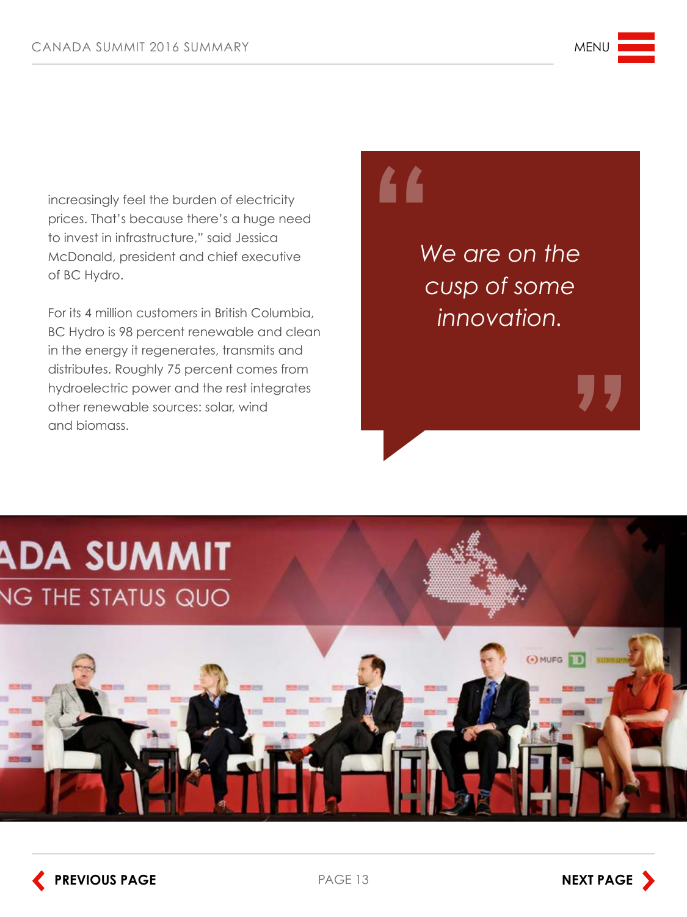increasingly feel the burden of electricity prices. That's because there's a huge need to invest in infrastructure," said Jessica McDonald, president and chief executive of BC Hydro.

For its 4 million customers in British Columbia, BC Hydro is 98 percent renewable and clean in the energy it regenerates, transmits and distributes. Roughly 75 percent comes from hydroelectric power and the rest integrates other renewable sources: solar, wind and biomass.

> *We are on the cusp of some innovation.*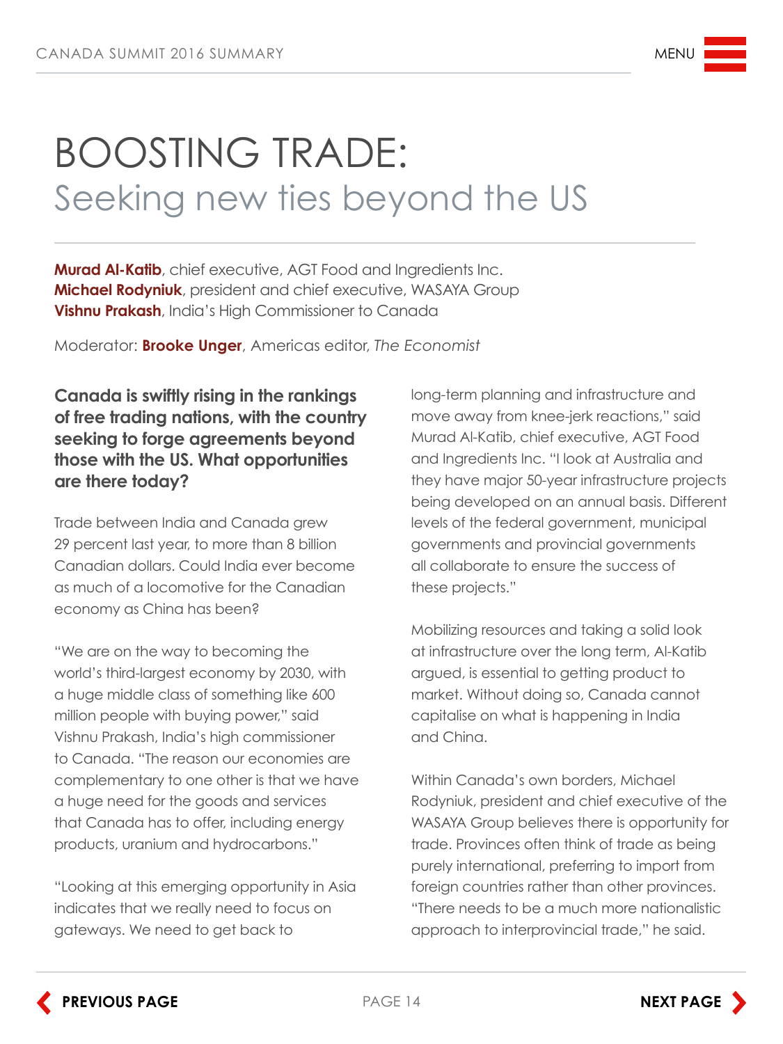# BOOSTING TRADE:
## Seeking new ties beyond the US

**Murad Al-Katib**, chief executive, AGT Food and Ingredients Inc.
**Michael Rodyniuk**, president and chief executive, WASAYA Group
**Vishnu Prakash**, India's High Commissioner to Canada

Moderator: **Brooke Unger**, Americas editor, *The Economist*

**Canada is swiftly rising in the rankings of free trading nations, with the country seeking to forge agreements beyond those with the US. What opportunities are there today?**

Trade between India and Canada grew 29 percent last year, to more than 8 billion Canadian dollars. Could India ever become as much of a locomotive for the Canadian economy as China has been?

"We are on the way to becoming the world's third-largest economy by 2030, with a huge middle class of something like 600 million people with buying power," said Vishnu Prakash, India's high commissioner to Canada. "The reason our economies are complementary to one other is that we have a huge need for the goods and services that Canada has to offer, including energy products, uranium and hydrocarbons."

"Looking at this emerging opportunity in Asia indicates that we really need to focus on gateways. We need to get back to long-term planning and infrastructure and move away from knee-jerk reactions," said Murad Al-Katib, chief executive, AGT Food and Ingredients Inc. "I look at Australia and they have major 50-year infrastructure projects being developed on an annual basis. Different levels of the federal government, municipal governments and provincial governments all collaborate to ensure the success of these projects."

Mobilizing resources and taking a solid look at infrastructure over the long term, Al-Katib argued, is essential to getting product to market. Without doing so, Canada cannot capitalise on what is happening in India and China.

Within Canada's own borders, Michael Rodyniuk, president and chief executive of the WASAYA Group believes there is opportunity for trade. Provinces often think of trade as being purely international, preferring to import from foreign countries rather than other provinces. "There needs to be a much more nationalistic approach to interprovincial trade," he said.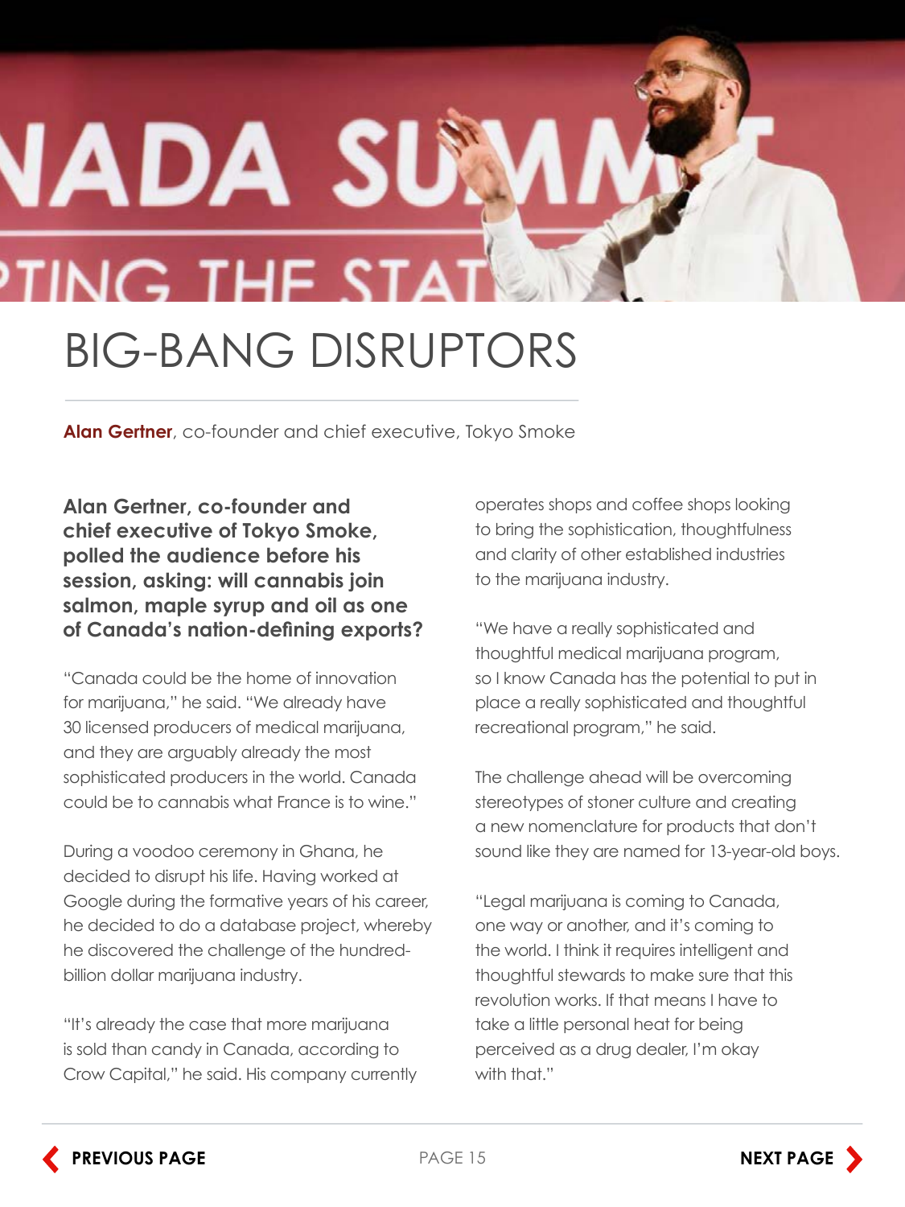# BIG-BANG DISRUPTORS

**Alan Gertner**, co-founder and chief executive, Tokyo Smoke

**Alan Gertner, co-founder and chief executive of Tokyo Smoke, polled the audience before his session, asking: will cannabis join salmon, maple syrup and oil as one of Canada's nation-defining exports?**

"Canada could be the home of innovation for marijuana," he said. "We already have 30 licensed producers of medical marijuana, and they are arguably already the most sophisticated producers in the world. Canada could be to cannabis what France is to wine."

During a voodoo ceremony in Ghana, he decided to disrupt his life. Having worked at Google during the formative years of his career, he decided to do a database project, whereby he discovered the challenge of the hundred-billion dollar marijuana industry.

"It's already the case that more marijuana is sold than candy in Canada, according to Crow Capital," he said. His company currently operates shops and coffee shops looking to bring the sophistication, thoughtfulness and clarity of other established industries to the marijuana industry.

"We have a really sophisticated and thoughtful medical marijuana program, so I know Canada has the potential to put in place a really sophisticated and thoughtful recreational program," he said.

The challenge ahead will be overcoming stereotypes of stoner culture and creating a new nomenclature for products that don't sound like they are named for 13-year-old boys.

"Legal marijuana is coming to Canada, one way or another, and it's coming to the world. I think it requires intelligent and thoughtful stewards to make sure that this revolution works. If that means I have to take a little personal heat for being perceived as a drug dealer, I'm okay with that."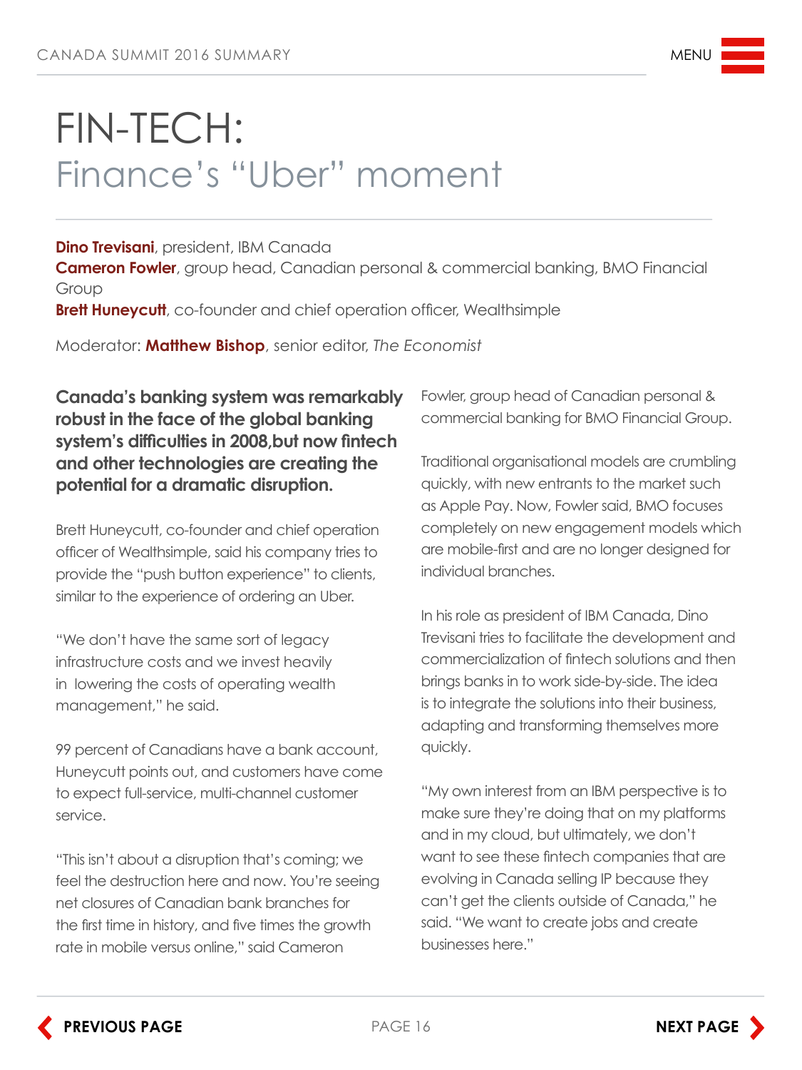# FIN-TECH: Finance's "Uber" moment

**Dino Trevisani**, president, IBM Canada
**Cameron Fowler**, group head, Canadian personal & commercial banking, BMO Financial Group
**Brett Huneycutt**, co-founder and chief operation officer, Wealthsimple

Moderator: **Matthew Bishop**, senior editor, *The Economist*

**Canada's banking system was remarkably robust in the face of the global banking system's difficulties in 2008,but now fintech and other technologies are creating the potential for a dramatic disruption.**

Brett Huneycutt, co-founder and chief operation officer of Wealthsimple, said his company tries to provide the "push button experience" to clients, similar to the experience of ordering an Uber.

"We don't have the same sort of legacy infrastructure costs and we invest heavily in lowering the costs of operating wealth management," he said.

99 percent of Canadians have a bank account, Huneycutt points out, and customers have come to expect full-service, multi-channel customer service.

"This isn't about a disruption that's coming; we feel the destruction here and now. You're seeing net closures of Canadian bank branches for the first time in history, and five times the growth rate in mobile versus online," said Cameron Fowler, group head of Canadian personal & commercial banking for BMO Financial Group.

Traditional organisational models are crumbling quickly, with new entrants to the market such as Apple Pay. Now, Fowler said, BMO focuses completely on new engagement models which are mobile-first and are no longer designed for individual branches.

In his role as president of IBM Canada, Dino Trevisani tries to facilitate the development and commercialization of fintech solutions and then brings banks in to work side-by-side. The idea is to integrate the solutions into their business, adapting and transforming themselves more quickly.

"My own interest from an IBM perspective is to make sure they're doing that on my platforms and in my cloud, but ultimately, we don't want to see these fintech companies that are evolving in Canada selling IP because they can't get the clients outside of Canada," he said. "We want to create jobs and create businesses here."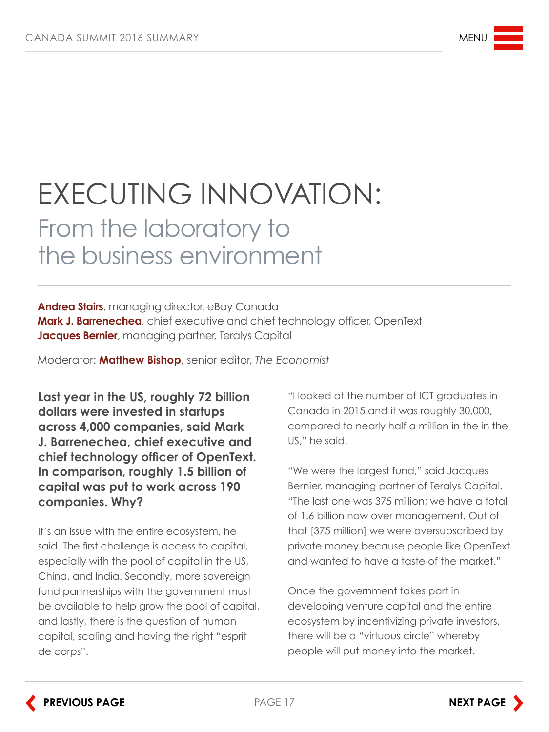# EXECUTING INNOVATION:

## From the laboratory to the business environment

**Andrea Stairs**, managing director, eBay Canada
**Mark J. Barrenechea**, chief executive and chief technology officer, OpenText
**Jacques Bernier**, managing partner, Teralys Capital

Moderator: **Matthew Bishop**, senior editor, *The Economist*

**Last year in the US, roughly 72 billion dollars were invested in startups across 4,000 companies, said Mark J. Barrenechea, chief executive and chief technology officer of OpenText. In comparison, roughly 1.5 billion of capital was put to work across 190 companies. Why?**

It's an issue with the entire ecosystem, he said. The first challenge is access to capital, especially with the pool of capital in the US, China, and India. Secondly, more sovereign fund partnerships with the government must be available to help grow the pool of capital, and lastly, there is the question of human capital, scaling and having the right "esprit de corps".

"I looked at the number of ICT graduates in Canada in 2015 and it was roughly 30,000, compared to nearly half a million in the in the US," he said.

"We were the largest fund," said Jacques Bernier, managing partner of Teralys Capital. "The last one was 375 million; we have a total of 1.6 billion now over management. Out of that [375 million] we were oversubscribed by private money because people like OpenText and wanted to have a taste of the market."

Once the government takes part in developing venture capital and the entire ecosystem by incentivizing private investors, there will be a "virtuous circle" whereby people will put money into the market.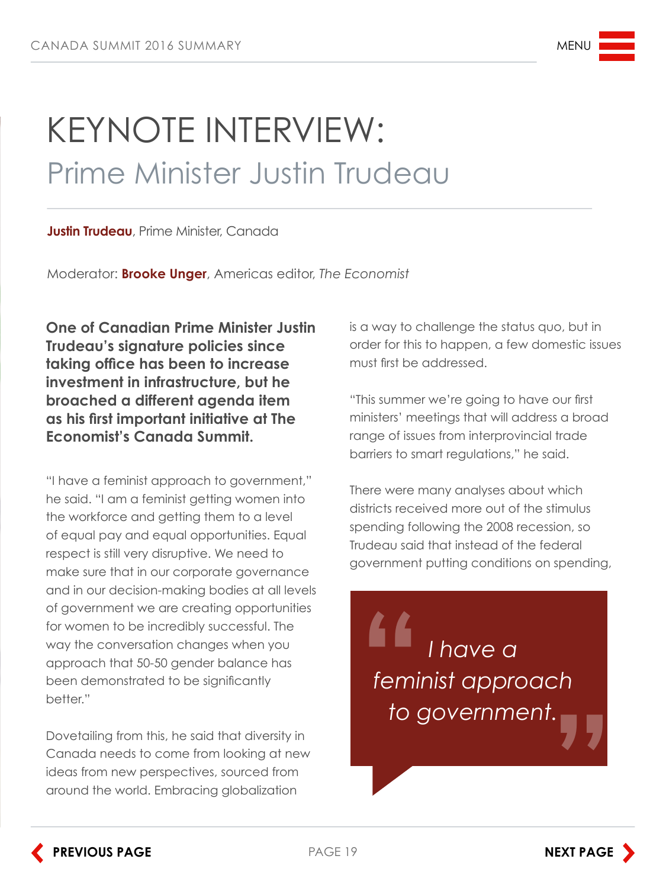# KEYNOTE INTERVIEW:

## Prime Minister Justin Trudeau

**Justin Trudeau**, Prime Minister, Canada

Moderator: **Brooke Unger**, Americas editor, *The Economist*

**One of Canadian Prime Minister Justin Trudeau's signature policies since taking office has been to increase investment in infrastructure, but he broached a different agenda item as his first important initiative at The Economist's Canada Summit.**

"I have a feminist approach to government," he said. "I am a feminist getting women into the workforce and getting them to a level of equal pay and equal opportunities. Equal respect is still very disruptive. We need to make sure that in our corporate governance and in our decision-making bodies at all levels of government we are creating opportunities for women to be incredibly successful. The way the conversation changes when you approach that 50-50 gender balance has been demonstrated to be significantly better."

Dovetailing from this, he said that diversity in Canada needs to come from looking at new ideas from new perspectives, sourced from around the world. Embracing globalization is a way to challenge the status quo, but in order for this to happen, a few domestic issues must first be addressed.

"This summer we're going to have our first ministers' meetings that will address a broad range of issues from interprovincial trade barriers to smart regulations," he said.

There were many analyses about which districts received more out of the stimulus spending following the 2008 recession, so Trudeau said that instead of the federal government putting conditions on spending,

> *"I have a feminist approach to government."*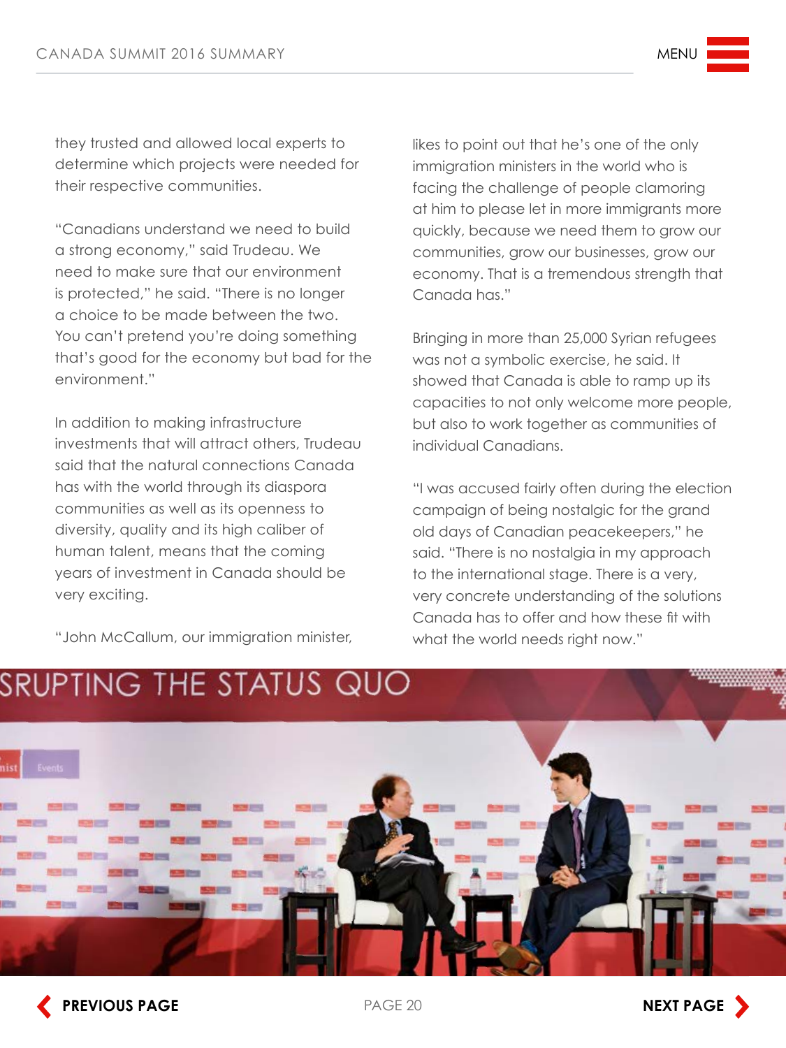they trusted and allowed local experts to determine which projects were needed for their respective communities.

"Canadians understand we need to build a strong economy," said Trudeau. We need to make sure that our environment is protected," he said. "There is no longer a choice to be made between the two. You can't pretend you're doing something that's good for the economy but bad for the environment."

In addition to making infrastructure investments that will attract others, Trudeau said that the natural connections Canada has with the world through its diaspora communities as well as its openness to diversity, quality and its high caliber of human talent, means that the coming years of investment in Canada should be very exciting.

"John McCallum, our immigration minister, likes to point out that he's one of the only immigration ministers in the world who is facing the challenge of people clamoring at him to please let in more immigrants more quickly, because we need them to grow our communities, grow our businesses, grow our economy. That is a tremendous strength that Canada has."

Bringing in more than 25,000 Syrian refugees was not a symbolic exercise, he said. It showed that Canada is able to ramp up its capacities to not only welcome more people, but also to work together as communities of individual Canadians.

"I was accused fairly often during the election campaign of being nostalgic for the grand old days of Canadian peacekeepers," he said. "There is no nostalgia in my approach to the international stage. There is a very, very concrete understanding of the solutions Canada has to offer and how these fit with what the world needs right now."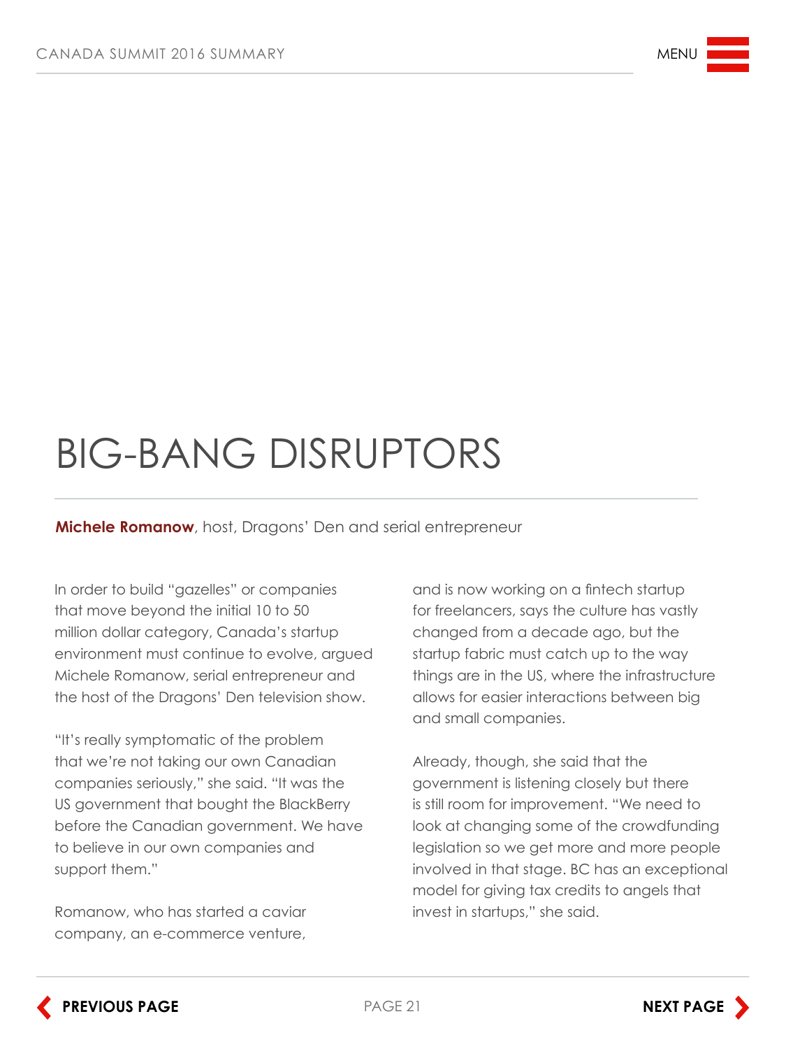# BIG-BANG DISRUPTORS

**Michele Romanow**, host, Dragons' Den and serial entrepreneur

In order to build "gazelles" or companies that move beyond the initial 10 to 50 million dollar category, Canada's startup environment must continue to evolve, argued Michele Romanow, serial entrepreneur and the host of the Dragons' Den television show.

"It's really symptomatic of the problem that we're not taking our own Canadian companies seriously," she said. "It was the US government that bought the BlackBerry before the Canadian government. We have to believe in our own companies and support them."

Romanow, who has started a caviar company, an e-commerce venture, and is now working on a fintech startup for freelancers, says the culture has vastly changed from a decade ago, but the startup fabric must catch up to the way things are in the US, where the infrastructure allows for easier interactions between big and small companies.

Already, though, she said that the government is listening closely but there is still room for improvement. "We need to look at changing some of the crowdfunding legislation so we get more and more people involved in that stage. BC has an exceptional model for giving tax credits to angels that invest in startups," she said.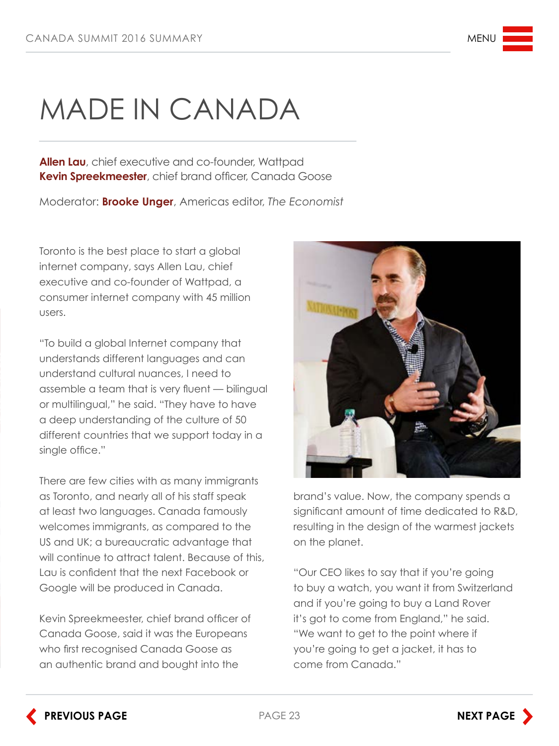# MADE IN CANADA

**Allen Lau**, chief executive and co-founder, Wattpad
**Kevin Spreekmeester**, chief brand officer, Canada Goose

Moderator: **Brooke Unger**, Americas editor, *The Economist*

Toronto is the best place to start a global internet company, says Allen Lau, chief executive and co-founder of Wattpad, a consumer internet company with 45 million users.

"To build a global Internet company that understands different languages and can understand cultural nuances, I need to assemble a team that is very fluent — bilingual or multilingual," he said. "They have to have a deep understanding of the culture of 50 different countries that we support today in a single office."

There are few cities with as many immigrants as Toronto, and nearly all of his staff speak at least two languages. Canada famously welcomes immigrants, as compared to the US and UK; a bureaucratic advantage that will continue to attract talent. Because of this, Lau is confident that the next Facebook or Google will be produced in Canada.

Kevin Spreekmeester, chief brand officer of Canada Goose, said it was the Europeans who first recognised Canada Goose as an authentic brand and bought into the brand's value. Now, the company spends a significant amount of time dedicated to R&D, resulting in the design of the warmest jackets on the planet.

"Our CEO likes to say that if you're going to buy a watch, you want it from Switzerland and if you're going to buy a Land Rover it's got to come from England," he said. "We want to get to the point where if you're going to get a jacket, it has to come from Canada."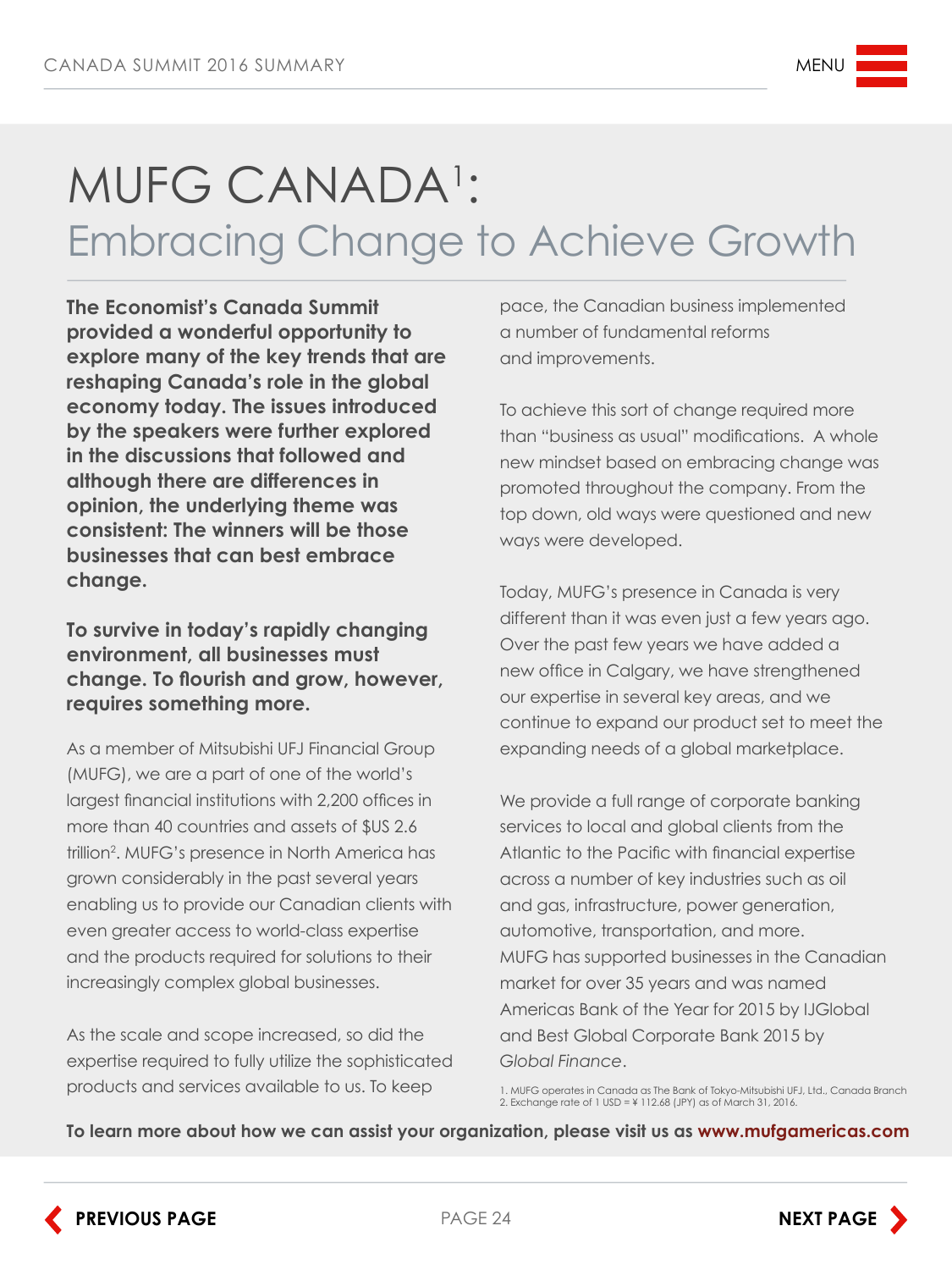# MUFG CANADA[1]:

## Embracing Change to Achieve Growth

**The Economist's Canada Summit provided a wonderful opportunity to explore many of the key trends that are reshaping Canada's role in the global economy today. The issues introduced by the speakers were further explored in the discussions that followed and although there are differences in opinion, the underlying theme was consistent: The winners will be those businesses that can best embrace change.**

**To survive in today's rapidly changing environment, all businesses must change. To flourish and grow, however, requires something more.**

As a member of Mitsubishi UFJ Financial Group (MUFG), we are a part of one of the world's largest financial institutions with 2,200 offices in more than 40 countries and assets of $US 2.6 trillion[2]. MUFG's presence in North America has grown considerably in the past several years enabling us to provide our Canadian clients with even greater access to world-class expertise and the products required for solutions to their increasingly complex global businesses.

As the scale and scope increased, so did the expertise required to fully utilize the sophisticated products and services available to us. To keep pace, the Canadian business implemented a number of fundamental reforms and improvements.

To achieve this sort of change required more than "business as usual" modifications. A whole new mindset based on embracing change was promoted throughout the company. From the top down, old ways were questioned and new ways were developed.

Today, MUFG's presence in Canada is very different than it was even just a few years ago. Over the past few years we have added a new office in Calgary, we have strengthened our expertise in several key areas, and we continue to expand our product set to meet the expanding needs of a global marketplace.

We provide a full range of corporate banking services to local and global clients from the Atlantic to the Pacific with financial expertise across a number of key industries such as oil and gas, infrastructure, power generation, automotive, transportation, and more. MUFG has supported businesses in the Canadian market for over 35 years and was named Americas Bank of the Year for 2015 by IJGlobal and Best Global Corporate Bank 2015 by *Global Finance*.

1. MUFG operates in Canada as The Bank of Tokyo-Mitsubishi UFJ, Ltd., Canada Branch
2. Exchange rate of 1 USD = ¥ 112.68 (JPY) as of March 31, 2016.

**To learn more about how we can assist your organization, please visit us as www.mufgamericas.com**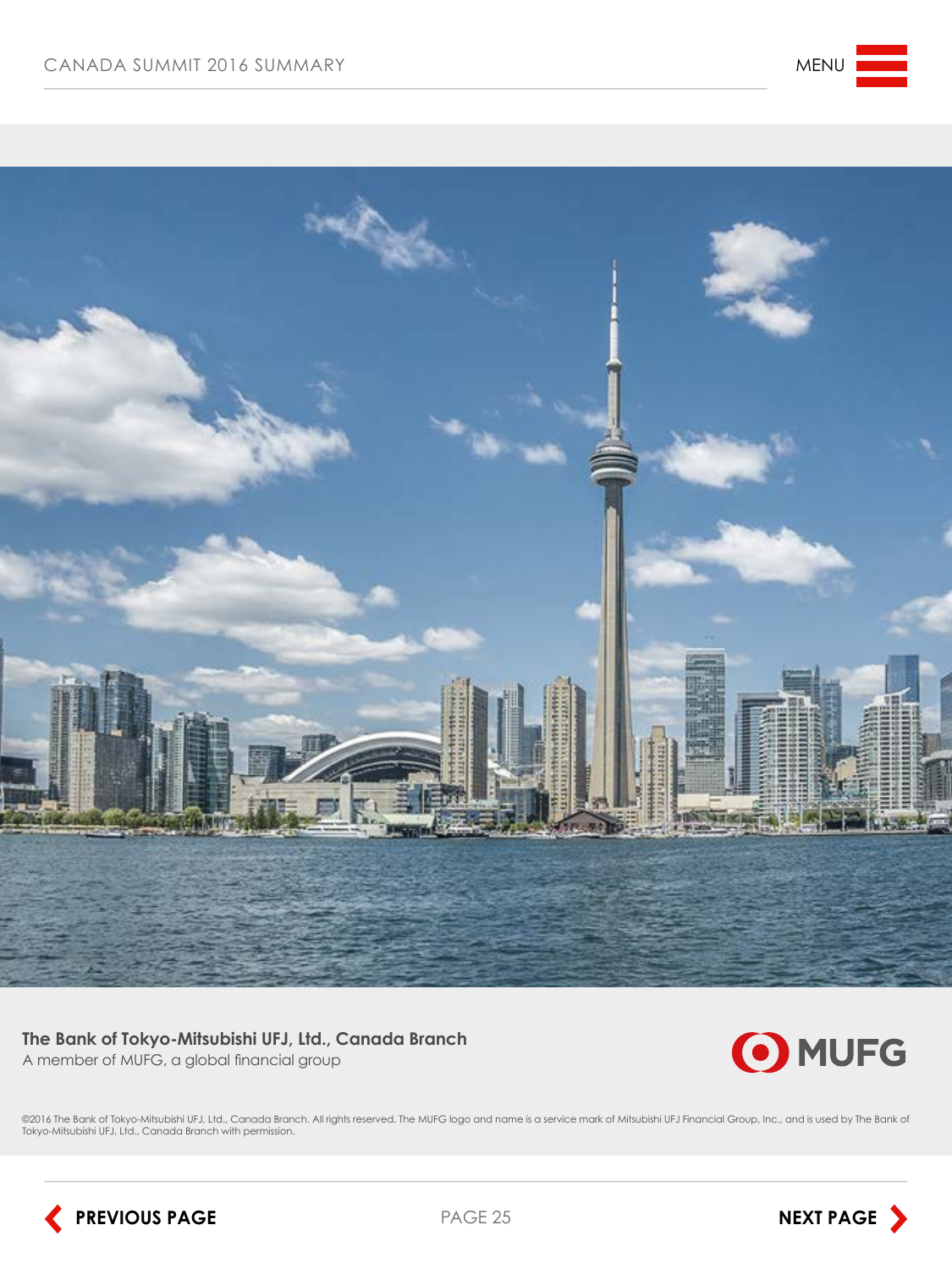**The Bank of Tokyo-Mitsubishi UFJ, Ltd., Canada Branch**
A member of MUFG, a global financial group

MUFG

©2016 The Bank of Tokyo-Mitsubishi UFJ, Ltd., Canada Branch. All rights reserved. The MUFG logo and name is a service mark of Mitsubishi UFJ Financial Group, Inc., and is used by The Bank of Tokyo-Mitsubishi UFJ, Ltd., Canada Branch with permission.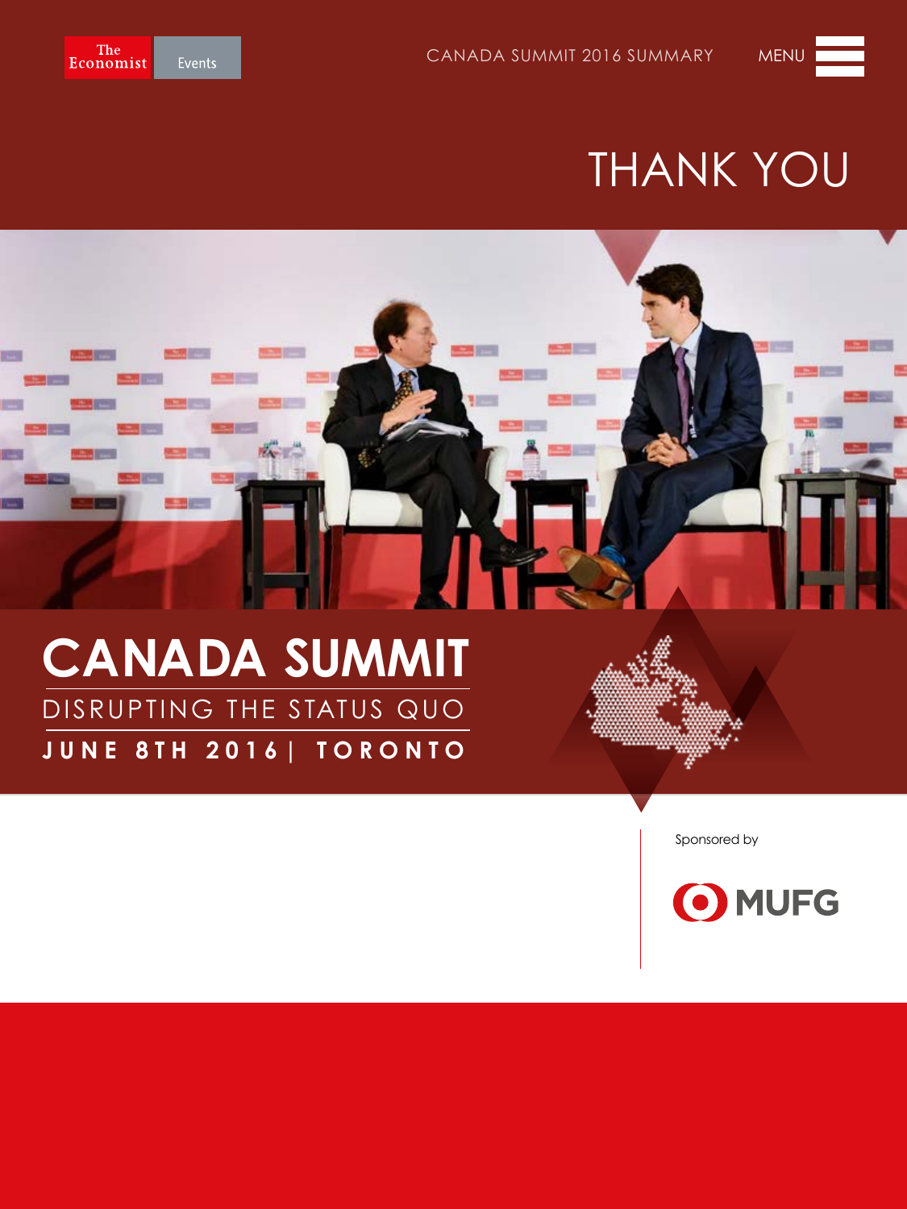# THANK YOU

# CANADA SUMMIT

DISRUPTING THE STATUS QUO

**JUNE 8TH 2016 | TORONTO**

Sponsored by

MUFG